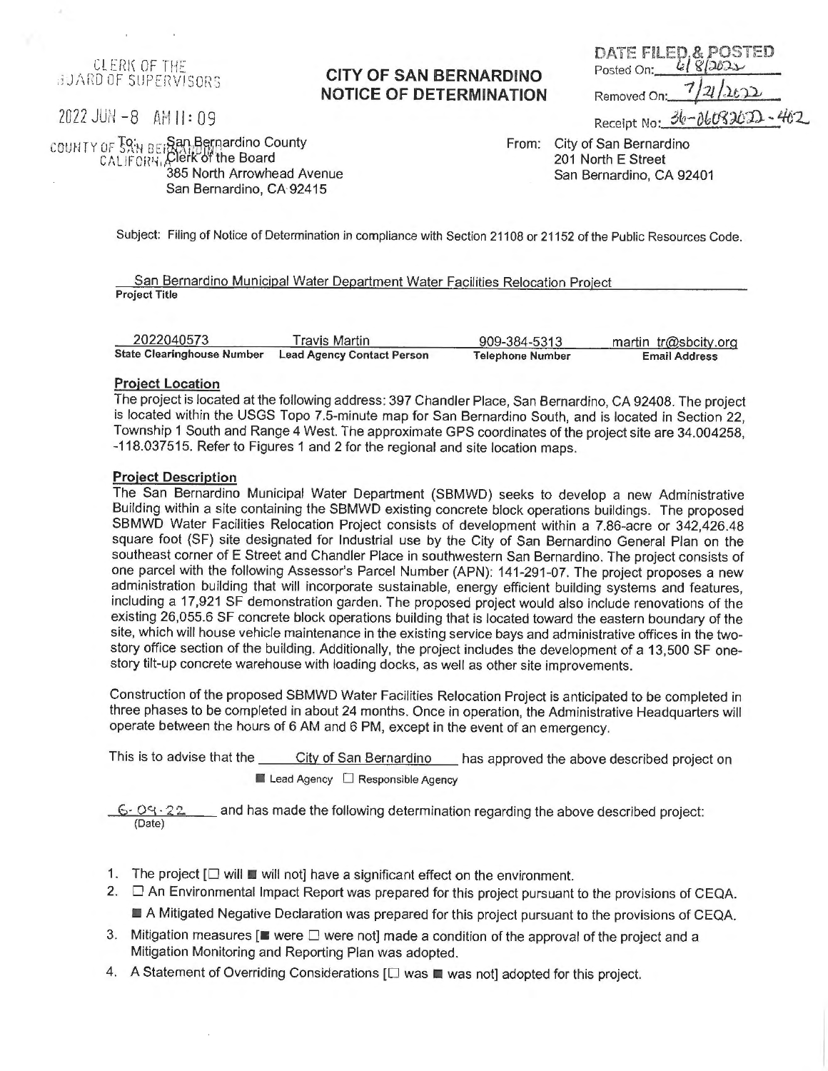CLERK OF THE
BOARD OF SUPERVISORS

2022 JUN -8 AM 11:09

COUNTY OF SAN BERNARDINO
CALIFORNIA

# CITY OF SAN BERNARDINO NOTICE OF DETERMINATION

**DATE FILED & POSTED**
Posted On: 6/8/2022
Removed On: 7/21/2022
Receipt No: 36-06082022-402

To: San Bernardino County
Clerk of the Board
385 North Arrowhead Avenue
San Bernardino, CA 92415

From: City of San Bernardino
201 North E Street
San Bernardino, CA 92401

Subject: Filing of Notice of Determination in compliance with Section 21108 or 21152 of the Public Resources Code.

San Bernardino Municipal Water Department Water Facilities Relocation Project
**Project Title**

| 2022040573 | Travis Martin | 909-384-5313 | martin_tr@sbcity.org |
|---|---|---|---|
| **State Clearinghouse Number** | **Lead Agency Contact Person** | **Telephone Number** | **Email Address** |

**Project Location**

The project is located at the following address: 397 Chandler Place, San Bernardino, CA 92408. The project is located within the USGS Topo 7.5-minute map for San Bernardino South, and is located in Section 22, Township 1 South and Range 4 West. The approximate GPS coordinates of the project site are 34.004258, -118.037515. Refer to Figures 1 and 2 for the regional and site location maps.

**Project Description**

The San Bernardino Municipal Water Department (SBMWD) seeks to develop a new Administrative Building within a site containing the SBMWD existing concrete block operations buildings. The proposed SBMWD Water Facilities Relocation Project consists of development within a 7.86-acre or 342,426.48 square foot (SF) site designated for Industrial use by the City of San Bernardino General Plan on the southeast corner of E Street and Chandler Place in southwestern San Bernardino. The project consists of one parcel with the following Assessor's Parcel Number (APN): 141-291-07. The project proposes a new administration building that will incorporate sustainable, energy efficient building systems and features, including a 17,921 SF demonstration garden. The proposed project would also include renovations of the existing 26,055.6 SF concrete block operations building that is located toward the eastern boundary of the site, which will house vehicle maintenance in the existing service bays and administrative offices in the two-story office section of the building. Additionally, the project includes the development of a 13,500 SF one-story tilt-up concrete warehouse with loading docks, as well as other site improvements.

Construction of the proposed SBMWD Water Facilities Relocation Project is anticipated to be completed in three phases to be completed in about 24 months. Once in operation, the Administrative Headquarters will operate between the hours of 6 AM and 6 PM, except in the event of an emergency.

This is to advise that the City of San Bernardino has approved the above described project on

■ Lead Agency ☐ Responsible Agency

6-09-22 (Date) and has made the following determination regarding the above described project:

1. The project [☐ will ■ will not] have a significant effect on the environment.
2. ☐ An Environmental Impact Report was prepared for this project pursuant to the provisions of CEQA.
   ■ A Mitigated Negative Declaration was prepared for this project pursuant to the provisions of CEQA.
3. Mitigation measures [■ were ☐ were not] made a condition of the approval of the project and a Mitigation Monitoring and Reporting Plan was adopted.
4. A Statement of Overriding Considerations [☐ was ■ was not] adopted for this project.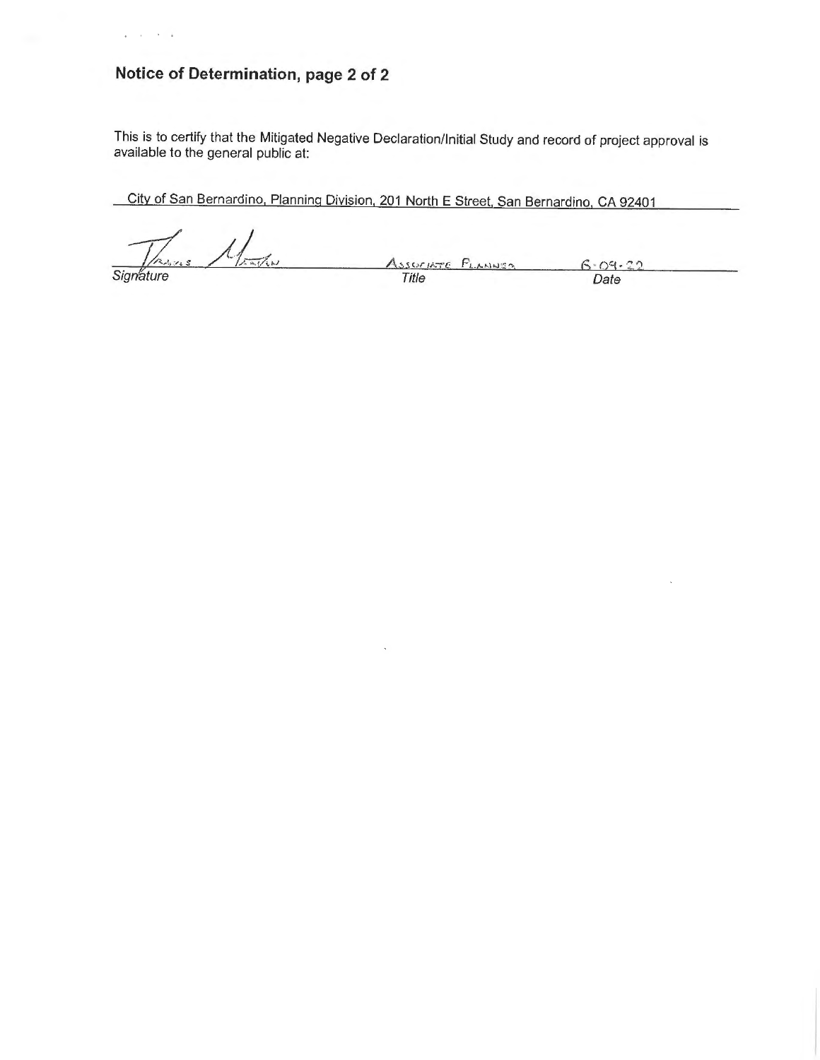## Notice of Determination, page 2 of 2

This is to certify that the Mitigated Negative Declaration/Initial Study and record of project approval is available to the general public at:

City of San Bernardino, Planning Division, 201 North E Street, San Bernardino, CA 92401

| Travis Martin | ASSOCIATE PLANNER | 6-09-22 |
|---|---|---|
| *Signature* | *Title* | *Date* |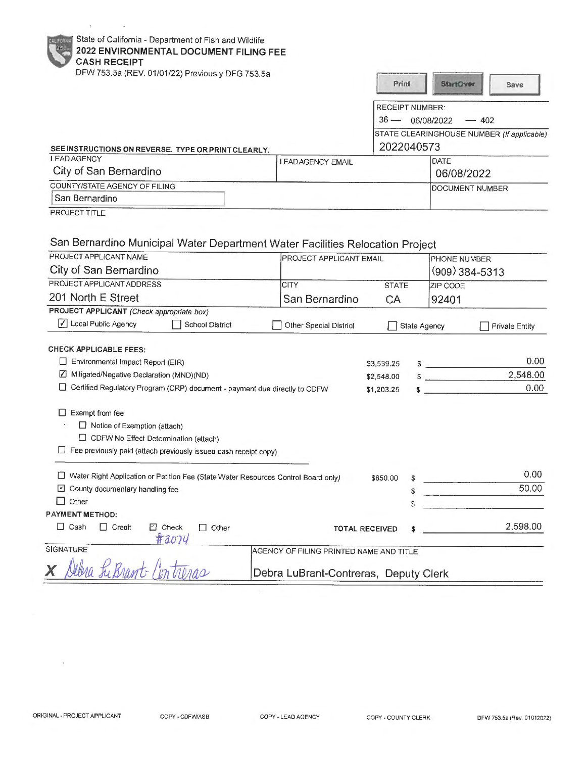State of California - Department of Fish and Wildlife

**2022 ENVIRONMENTAL DOCUMENT FILING FEE**

**CASH RECEIPT**

DFW 753.5a (REV. 01/01/22) Previously DFG 753.5a

Print | StartOver | Save

RECEIPT NUMBER: 36 — 06/08/2022 — 402

STATE CLEARINGHOUSE NUMBER *(If applicable)*: 2022040573

**SEE INSTRUCTIONS ON REVERSE. TYPE OR PRINT CLEARLY.**

| LEAD AGENCY | LEAD AGENCY EMAIL | DATE |
|---|---|---|
| City of San Bernardino | | 06/08/2022 |

| COUNTY/STATE AGENCY OF FILING | DOCUMENT NUMBER |
|---|---|
| San Bernardino | |

PROJECT TITLE

San Bernardino Municipal Water Department Water Facilities Relocation Project

| PROJECT APPLICANT NAME | PROJECT APPLICANT EMAIL | PHONE NUMBER |
|---|---|---|
| City of San Bernardino | | (909) 384-5313 |

| PROJECT APPLICANT ADDRESS | CITY | STATE | ZIP CODE |
|---|---|---|---|
| 201 North E Street | San Bernardino | CA | 92401 |

**PROJECT APPLICANT** *(Check appropriate box)*

☑ Local Public Agency ☐ School District ☐ Other Special District ☐ State Agency ☐ Private Entity

**CHECK APPLICABLE FEES:**

| Fee | Amount | $ |
|---|---|---|
| ☐ Environmental Impact Report (EIR) | $3,539.25 | $ 0.00 |
| ☑ Mitigated/Negative Declaration (MND)(ND) | $2,548.00 | $ 2,548.00 |
| ☐ Certified Regulatory Program (CRP) document - payment due directly to CDFW | $1,203.25 | $ 0.00 |

☐ Exempt from fee

- ☐ Notice of Exemption (attach)
- ☐ CDFW No Effect Determination (attach)

☐ Fee previously paid (attach previously issued cash receipt copy)

| Fee | Amount | $ |
|---|---|---|
| ☐ Water Right Application or Petition Fee (State Water Resources Control Board only) | $850.00 | $ 0.00 |
| ☑ County documentary handling fee | | $ 50.00 |
| ☐ Other | | $ |

**PAYMENT METHOD:**

☐ Cash ☐ Credit ☑ Check #3074 ☐ Other

**TOTAL RECEIVED** $ 2,598.00

| SIGNATURE | AGENCY OF FILING PRINTED NAME AND TITLE |
|---|---|
| X Debra LuBrant-Contreras | Debra LuBrant-Contreras, Deputy Clerk |

ORIGINAL - PROJECT APPLICANT COPY - CDFW/ASB COPY - LEAD AGENCY COPY - COUNTY CLERK DFW 753.5a (Rev. 01012022)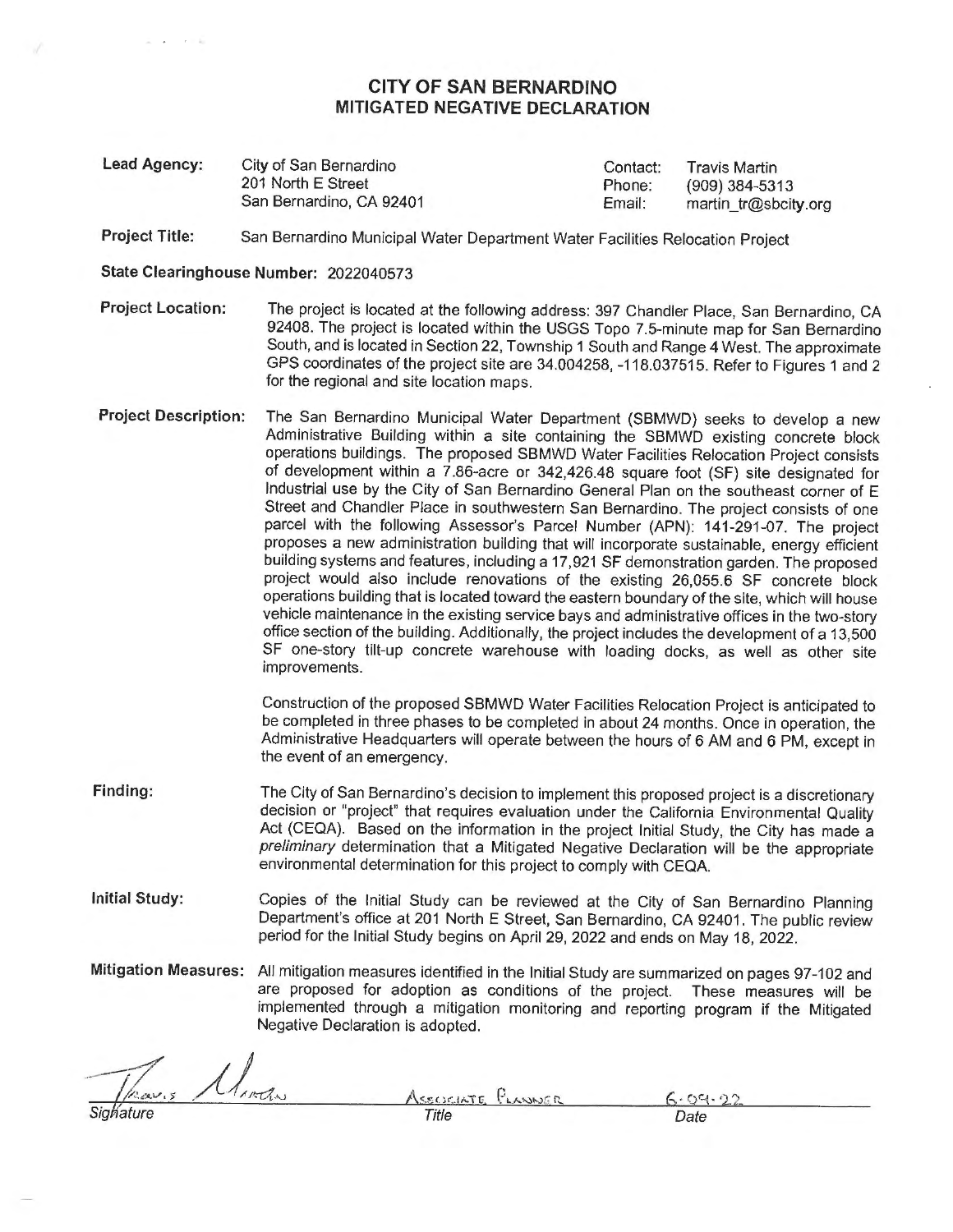# CITY OF SAN BERNARDINO
## MITIGATED NEGATIVE DECLARATION

| | | | |
|---|---|---|---|
| **Lead Agency:** | City of San Bernardino<br>201 North E Street<br>San Bernardino, CA 92401 | Contact:<br>Phone:<br>Email: | Travis Martin<br>(909) 384-5313<br>martin_tr@sbcity.org |

**Project Title:** San Bernardino Municipal Water Department Water Facilities Relocation Project

**State Clearinghouse Number:** 2022040573

**Project Location:** The project is located at the following address: 397 Chandler Place, San Bernardino, CA 92408. The project is located within the USGS Topo 7.5-minute map for San Bernardino South, and is located in Section 22, Township 1 South and Range 4 West. The approximate GPS coordinates of the project site are 34.004258, -118.037515. Refer to Figures 1 and 2 for the regional and site location maps.

**Project Description:** The San Bernardino Municipal Water Department (SBMWD) seeks to develop a new Administrative Building within a site containing the SBMWD existing concrete block operations buildings. The proposed SBMWD Water Facilities Relocation Project consists of development within a 7.86-acre or 342,426.48 square foot (SF) site designated for Industrial use by the City of San Bernardino General Plan on the southeast corner of E Street and Chandler Place in southwestern San Bernardino. The project consists of one parcel with the following Assessor's Parcel Number (APN): 141-291-07. The project proposes a new administration building that will incorporate sustainable, energy efficient building systems and features, including a 17,921 SF demonstration garden. The proposed project would also include renovations of the existing 26,055.6 SF concrete block operations building that is located toward the eastern boundary of the site, which will house vehicle maintenance in the existing service bays and administrative offices in the two-story office section of the building. Additionally, the project includes the development of a 13,500 SF one-story tilt-up concrete warehouse with loading docks, as well as other site improvements.

Construction of the proposed SBMWD Water Facilities Relocation Project is anticipated to be completed in three phases to be completed in about 24 months. Once in operation, the Administrative Headquarters will operate between the hours of 6 AM and 6 PM, except in the event of an emergency.

**Finding:** The City of San Bernardino's decision to implement this proposed project is a discretionary decision or "project" that requires evaluation under the California Environmental Quality Act (CEQA). Based on the information in the project Initial Study, the City has made a *preliminary* determination that a Mitigated Negative Declaration will be the appropriate environmental determination for this project to comply with CEQA.

**Initial Study:** Copies of the Initial Study can be reviewed at the City of San Bernardino Planning Department's office at 201 North E Street, San Bernardino, CA 92401. The public review period for the Initial Study begins on April 29, 2022 and ends on May 18, 2022.

**Mitigation Measures:** All mitigation measures identified in the Initial Study are summarized on pages 97-102 and are proposed for adoption as conditions of the project. These measures will be implemented through a mitigation monitoring and reporting program if the Mitigated Negative Declaration is adopted.

| | | |
|---|---|---|
| Travis Martin | Associate Planner | 6-09-22 |
| Signature | Title | Date |